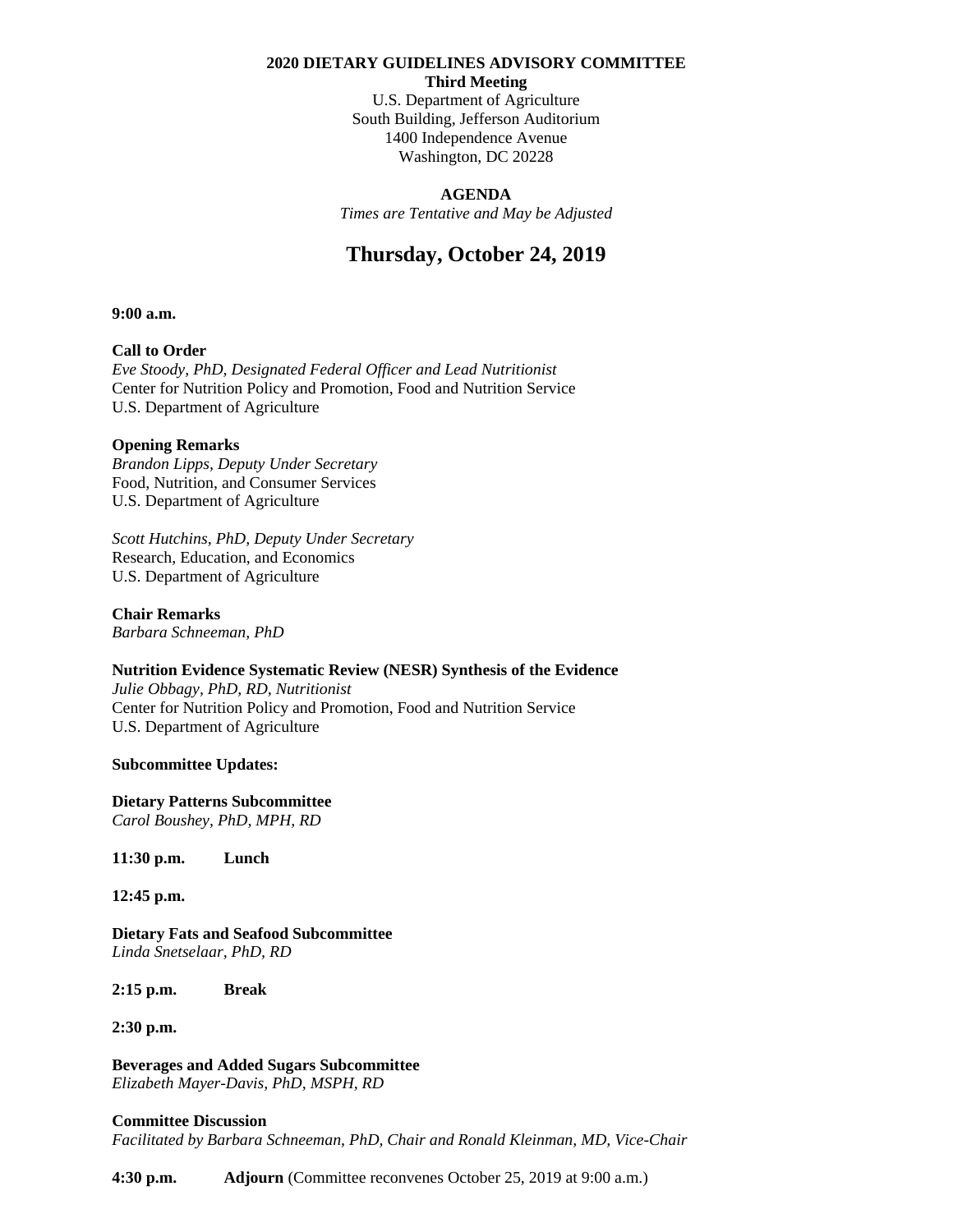**2020 DIETARY GUIDELINES ADVISORY COMMITTEE**
**Third Meeting**
U.S. Department of Agriculture
South Building, Jefferson Auditorium
1400 Independence Avenue
Washington, DC 20228

**AGENDA**
*Times are Tentative and May be Adjusted*

# Thursday, October 24, 2019

**9:00 a.m.**

**Call to Order**
*Eve Stoody, PhD, Designated Federal Officer and Lead Nutritionist*
Center for Nutrition Policy and Promotion, Food and Nutrition Service
U.S. Department of Agriculture

**Opening Remarks**
*Brandon Lipps, Deputy Under Secretary*
Food, Nutrition, and Consumer Services
U.S. Department of Agriculture

*Scott Hutchins, PhD, Deputy Under Secretary*
Research, Education, and Economics
U.S. Department of Agriculture

**Chair Remarks**
*Barbara Schneeman, PhD*

**Nutrition Evidence Systematic Review (NESR) Synthesis of the Evidence**
*Julie Obbagy, PhD, RD, Nutritionist*
Center for Nutrition Policy and Promotion, Food and Nutrition Service
U.S. Department of Agriculture

**Subcommittee Updates:**

**Dietary Patterns Subcommittee**
*Carol Boushey, PhD, MPH, RD*

**11:30 p.m.** **Lunch**

**12:45 p.m.**

**Dietary Fats and Seafood Subcommittee**
*Linda Snetselaar, PhD, RD*

**2:15 p.m.** **Break**

**2:30 p.m.**

**Beverages and Added Sugars Subcommittee**
*Elizabeth Mayer-Davis, PhD, MSPH, RD*

**Committee Discussion**
*Facilitated by Barbara Schneeman, PhD, Chair and Ronald Kleinman, MD, Vice-Chair*

**4:30 p.m.** **Adjourn** (Committee reconvenes October 25, 2019 at 9:00 a.m.)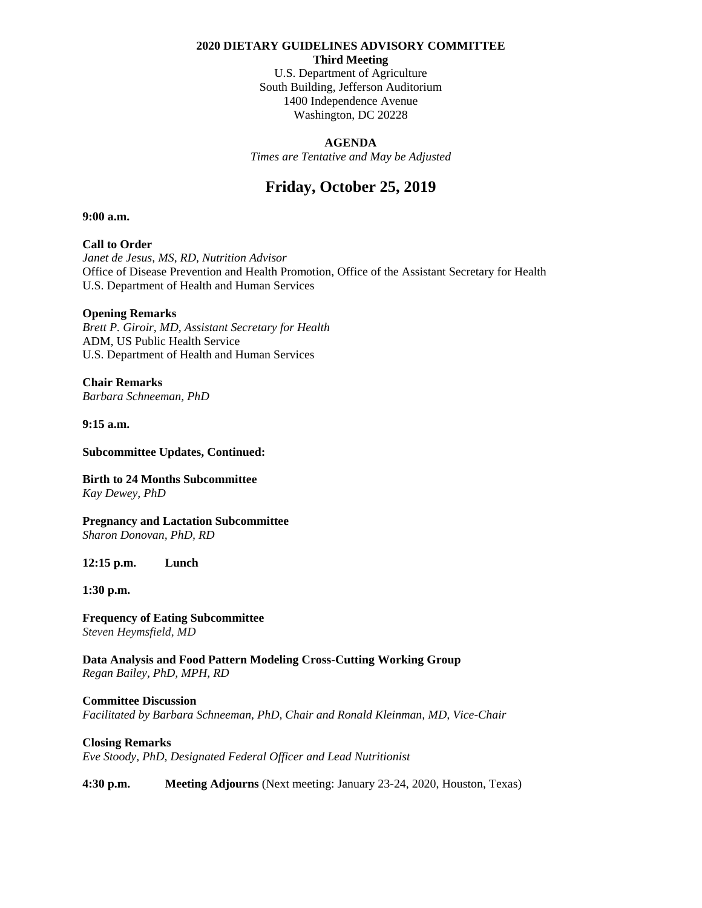**2020 DIETARY GUIDELINES ADVISORY COMMITTEE**

**Third Meeting**

U.S. Department of Agriculture
South Building, Jefferson Auditorium
1400 Independence Avenue
Washington, DC 20228

**AGENDA**

*Times are Tentative and May be Adjusted*

# Friday, October 25, 2019

**9:00 a.m.**

**Call to Order**
*Janet de Jesus, MS, RD, Nutrition Advisor*
Office of Disease Prevention and Health Promotion, Office of the Assistant Secretary for Health
U.S. Department of Health and Human Services

**Opening Remarks**
*Brett P. Giroir, MD, Assistant Secretary for Health*
ADM, US Public Health Service
U.S. Department of Health and Human Services

**Chair Remarks**
*Barbara Schneeman, PhD*

**9:15 a.m.**

**Subcommittee Updates, Continued:**

**Birth to 24 Months Subcommittee**
*Kay Dewey, PhD*

**Pregnancy and Lactation Subcommittee**
*Sharon Donovan, PhD, RD*

**12:15 p.m. Lunch**

**1:30 p.m.**

**Frequency of Eating Subcommittee**
*Steven Heymsfield, MD*

**Data Analysis and Food Pattern Modeling Cross-Cutting Working Group**
*Regan Bailey, PhD, MPH, RD*

**Committee Discussion**
*Facilitated by Barbara Schneeman, PhD, Chair and Ronald Kleinman, MD, Vice-Chair*

**Closing Remarks**
*Eve Stoody, PhD, Designated Federal Officer and Lead Nutritionist*

**4:30 p.m. Meeting Adjourns** (Next meeting: January 23-24, 2020, Houston, Texas)